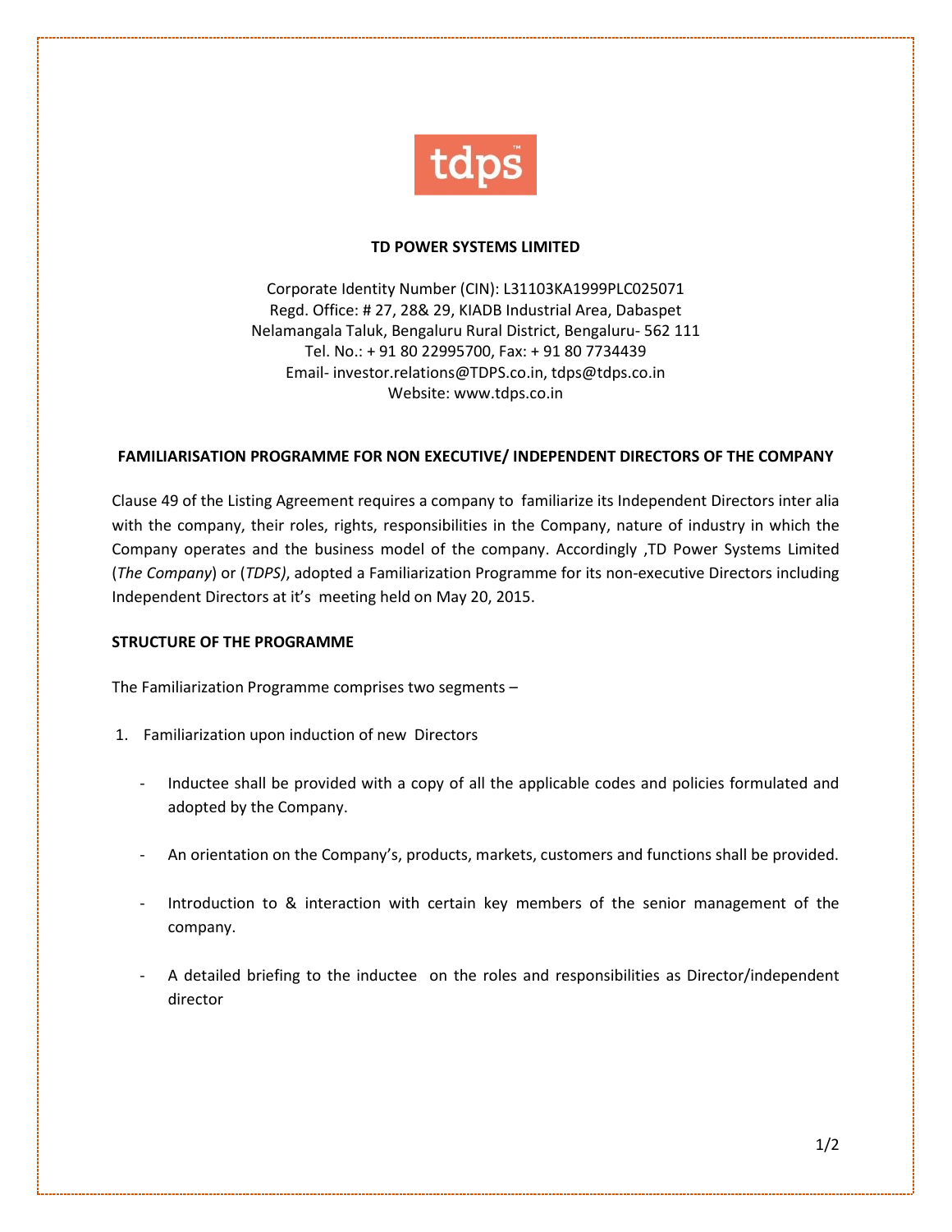**TD POWER SYSTEMS LIMITED**

Corporate Identity Number (CIN): L31103KA1999PLC025071
Regd. Office: # 27, 28& 29, KIADB Industrial Area, Dabaspet
Nelamangala Taluk, Bengaluru Rural District, Bengaluru- 562 111
Tel. No.: + 91 80 22995700, Fax: + 91 80 7734439
Email- investor.relations@TDPS.co.in, tdps@tdps.co.in
Website: www.tdps.co.in

## FAMILIARISATION PROGRAMME FOR NON EXECUTIVE/ INDEPENDENT DIRECTORS OF THE COMPANY

Clause 49 of the Listing Agreement requires a company to familiarize its Independent Directors inter alia with the company, their roles, rights, responsibilities in the Company, nature of industry in which the Company operates and the business model of the company. Accordingly ,TD Power Systems Limited (*The Company*) or (*TDPS)*, adopted a Familiarization Programme for its non-executive Directors including Independent Directors at it's meeting held on May 20, 2015.

### STRUCTURE OF THE PROGRAMME

The Familiarization Programme comprises two segments –

1. Familiarization upon induction of new Directors

    - Inductee shall be provided with a copy of all the applicable codes and policies formulated and adopted by the Company.
    - An orientation on the Company's, products, markets, customers and functions shall be provided.
    - Introduction to & interaction with certain key members of the senior management of the company.
    - A detailed briefing to the inductee on the roles and responsibilities as Director/independent director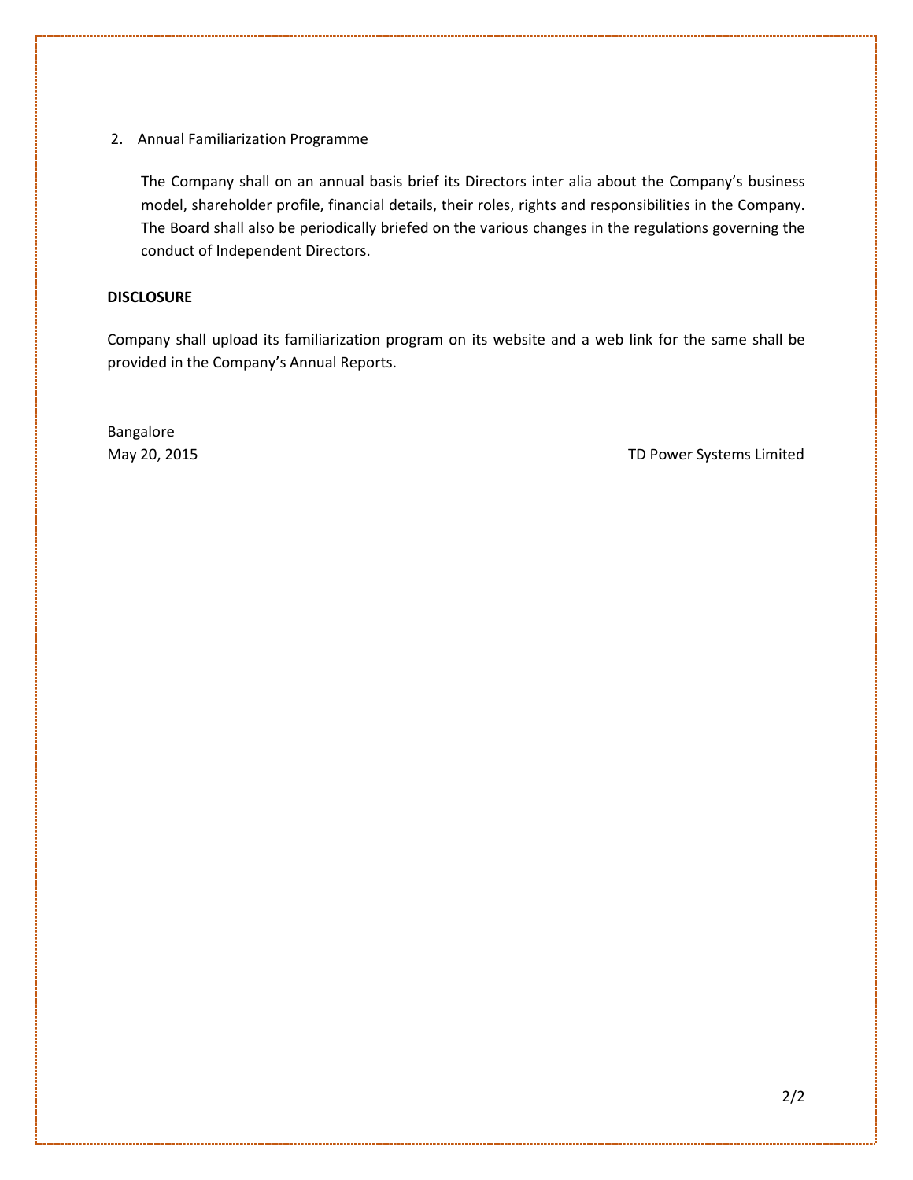2. Annual Familiarization Programme

   The Company shall on an annual basis brief its Directors inter alia about the Company's business model, shareholder profile, financial details, their roles, rights and responsibilities in the Company. The Board shall also be periodically briefed on the various changes in the regulations governing the conduct of Independent Directors.

**DISCLOSURE**

Company shall upload its familiarization program on its website and a web link for the same shall be provided in the Company's Annual Reports.

Bangalore
May 20, 2015

TD Power Systems Limited